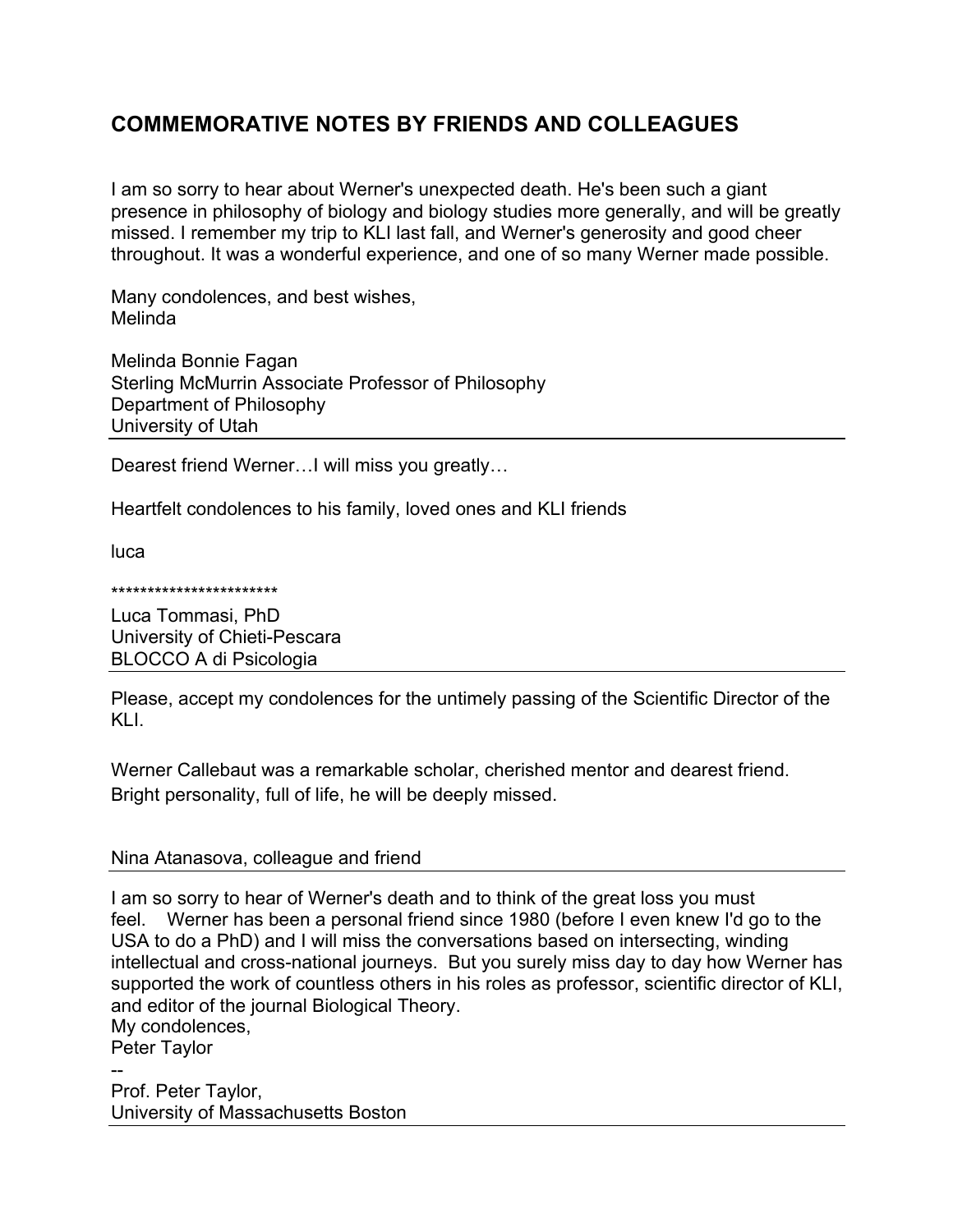# COMMEMORATIVE NOTES BY FRIENDS AND COLLEAGUES

I am so sorry to hear about Werner's unexpected death. He's been such a giant presence in philosophy of biology and biology studies more generally, and will be greatly missed. I remember my trip to KLI last fall, and Werner's generosity and good cheer throughout. It was a wonderful experience, and one of so many Werner made possible.

Many condolences, and best wishes,
Melinda

Melinda Bonnie Fagan
Sterling McMurrin Associate Professor of Philosophy
Department of Philosophy
University of Utah

---

Dearest friend Werner…I will miss you greatly…

Heartfelt condolences to his family, loved ones and KLI friends

luca

***********************
Luca Tommasi, PhD
University of Chieti-Pescara
BLOCCO A di Psicologia

---

Please, accept my condolences for the untimely passing of the Scientific Director of the KLI.

Werner Callebaut was a remarkable scholar, cherished mentor and dearest friend. Bright personality, full of life, he will be deeply missed.

Nina Atanasova, colleague and friend

---

I am so sorry to hear of Werner's death and to think of the great loss you must feel. Werner has been a personal friend since 1980 (before I even knew I'd go to the USA to do a PhD) and I will miss the conversations based on intersecting, winding intellectual and cross-national journeys. But you surely miss day to day how Werner has supported the work of countless others in his roles as professor, scientific director of KLI, and editor of the journal Biological Theory.
My condolences,
Peter Taylor
--
Prof. Peter Taylor,
University of Massachusetts Boston

---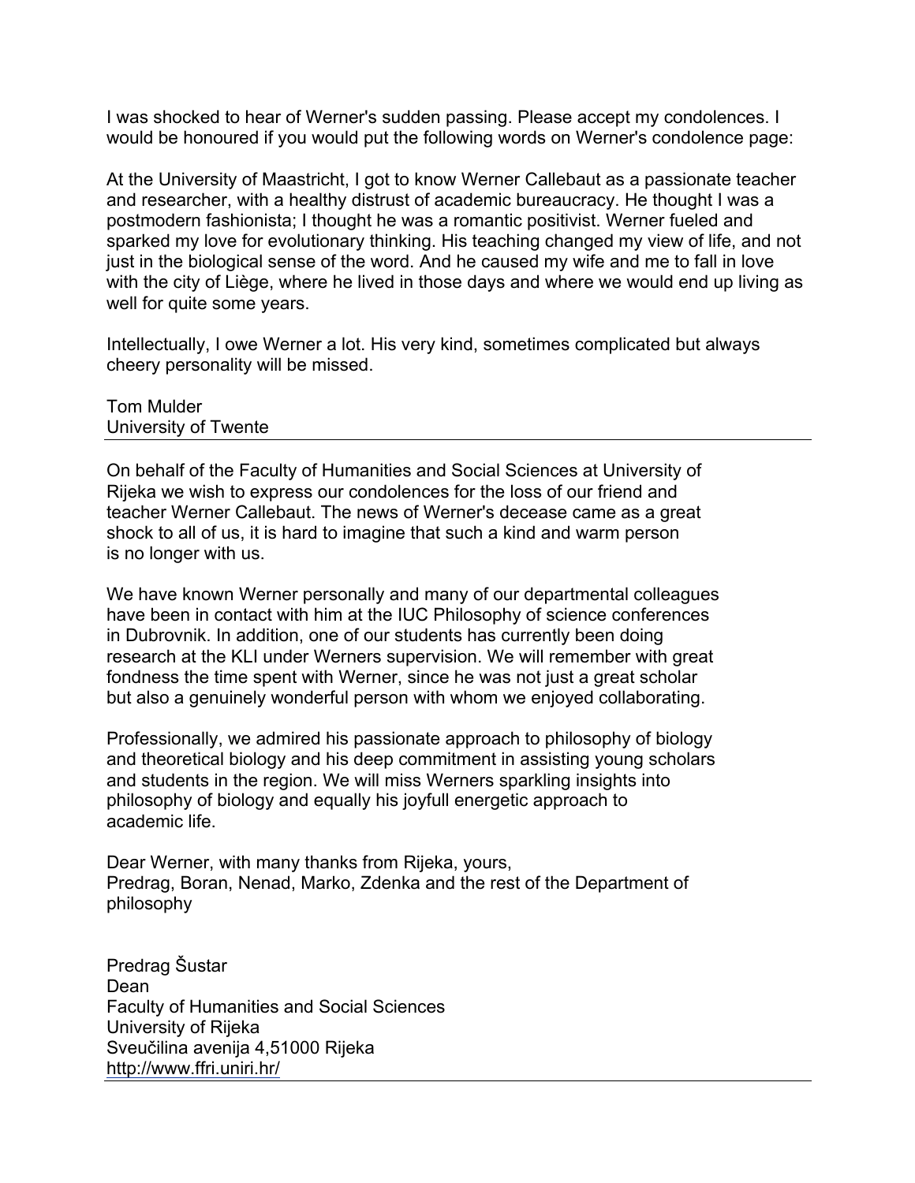I was shocked to hear of Werner's sudden passing. Please accept my condolences. I would be honoured if you would put the following words on Werner's condolence page:

At the University of Maastricht, I got to know Werner Callebaut as a passionate teacher and researcher, with a healthy distrust of academic bureaucracy. He thought I was a postmodern fashionista; I thought he was a romantic positivist. Werner fueled and sparked my love for evolutionary thinking. His teaching changed my view of life, and not just in the biological sense of the word. And he caused my wife and me to fall in love with the city of Liège, where he lived in those days and where we would end up living as well for quite some years.

Intellectually, I owe Werner a lot. His very kind, sometimes complicated but always cheery personality will be missed.

Tom Mulder
University of Twente

---

On behalf of the Faculty of Humanities and Social Sciences at University of Rijeka we wish to express our condolences for the loss of our friend and teacher Werner Callebaut. The news of Werner's decease came as a great shock to all of us, it is hard to imagine that such a kind and warm person is no longer with us.

We have known Werner personally and many of our departmental colleagues have been in contact with him at the IUC Philosophy of science conferences in Dubrovnik. In addition, one of our students has currently been doing research at the KLI under Werners supervision. We will remember with great fondness the time spent with Werner, since he was not just a great scholar but also a genuinely wonderful person with whom we enjoyed collaborating.

Professionally, we admired his passionate approach to philosophy of biology and theoretical biology and his deep commitment in assisting young scholars and students in the region. We will miss Werners sparkling insights into philosophy of biology and equally his joyfull energetic approach to academic life.

Dear Werner, with many thanks from Rijeka, yours,
Predrag, Boran, Nenad, Marko, Zdenka and the rest of the Department of philosophy

Predrag Šustar
Dean
Faculty of Humanities and Social Sciences
University of Rijeka
Sveučilina avenija 4,51000 Rijeka
http://www.ffri.uniri.hr/

---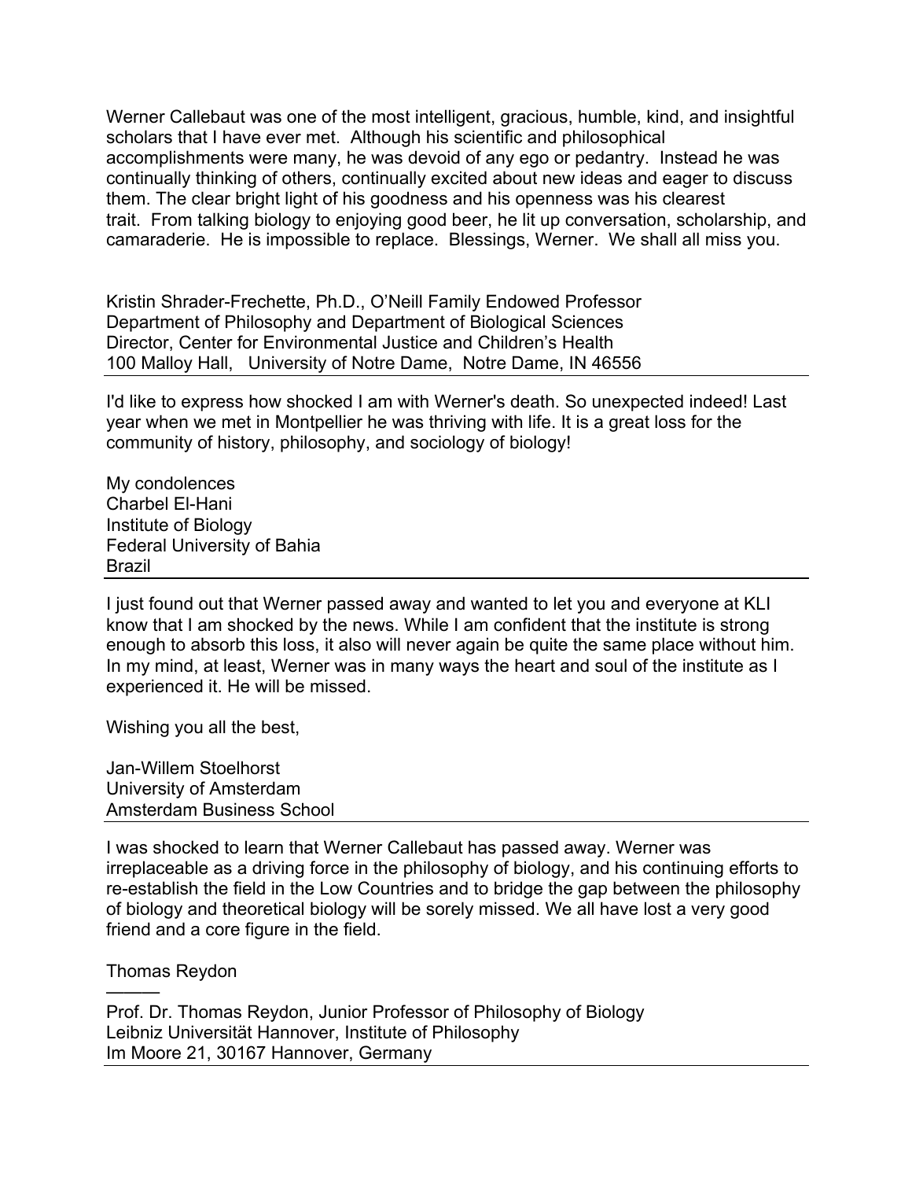Werner Callebaut was one of the most intelligent, gracious, humble, kind, and insightful scholars that I have ever met. Although his scientific and philosophical accomplishments were many, he was devoid of any ego or pedantry. Instead he was continually thinking of others, continually excited about new ideas and eager to discuss them. The clear bright light of his goodness and his openness was his clearest trait. From talking biology to enjoying good beer, he lit up conversation, scholarship, and camaraderie. He is impossible to replace. Blessings, Werner. We shall all miss you.

Kristin Shrader-Frechette, Ph.D., O'Neill Family Endowed Professor
Department of Philosophy and Department of Biological Sciences
Director, Center for Environmental Justice and Children's Health
100 Malloy Hall, University of Notre Dame, Notre Dame, IN 46556

---

I'd like to express how shocked I am with Werner's death. So unexpected indeed! Last year when we met in Montpellier he was thriving with life. It is a great loss for the community of history, philosophy, and sociology of biology!

My condolences
Charbel El-Hani
Institute of Biology
Federal University of Bahia
Brazil

---

I just found out that Werner passed away and wanted to let you and everyone at KLI know that I am shocked by the news. While I am confident that the institute is strong enough to absorb this loss, it also will never again be quite the same place without him. In my mind, at least, Werner was in many ways the heart and soul of the institute as I experienced it. He will be missed.

Wishing you all the best,

Jan-Willem Stoelhorst
University of Amsterdam
Amsterdam Business School

---

I was shocked to learn that Werner Callebaut has passed away. Werner was irreplaceable as a driving force in the philosophy of biology, and his continuing efforts to re-establish the field in the Low Countries and to bridge the gap between the philosophy of biology and theoretical biology will be sorely missed. We all have lost a very good friend and a core figure in the field.

Thomas Reydon
——
Prof. Dr. Thomas Reydon, Junior Professor of Philosophy of Biology
Leibniz Universität Hannover, Institute of Philosophy
Im Moore 21, 30167 Hannover, Germany

---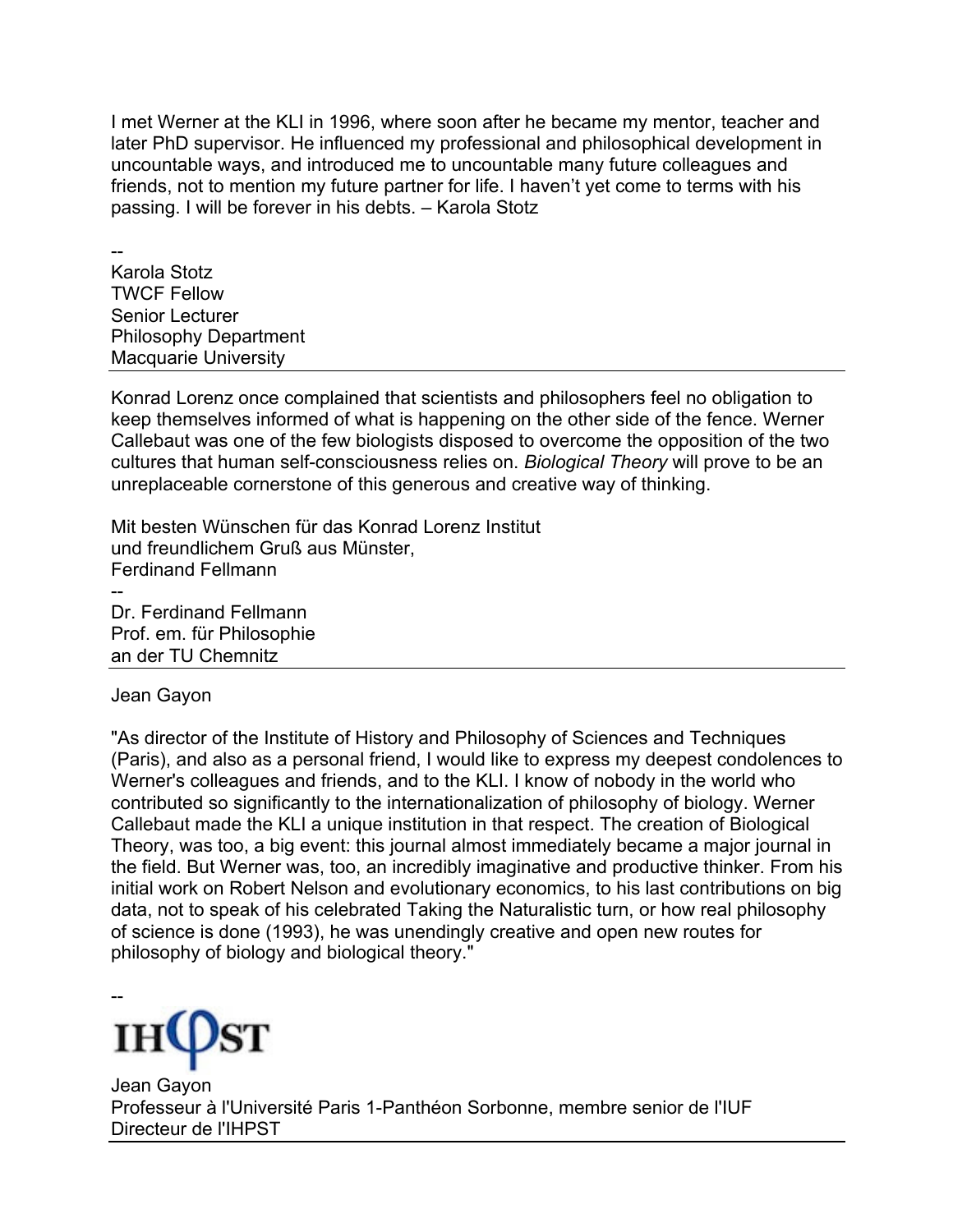I met Werner at the KLI in 1996, where soon after he became my mentor, teacher and later PhD supervisor. He influenced my professional and philosophical development in uncountable ways, and introduced me to uncountable many future colleagues and friends, not to mention my future partner for life. I haven't yet come to terms with his passing. I will be forever in his debts. – Karola Stotz

--
Karola Stotz
TWCF Fellow
Senior Lecturer
Philosophy Department
Macquarie University

---

Konrad Lorenz once complained that scientists and philosophers feel no obligation to keep themselves informed of what is happening on the other side of the fence. Werner Callebaut was one of the few biologists disposed to overcome the opposition of the two cultures that human self-consciousness relies on. *Biological Theory* will prove to be an unreplaceable cornerstone of this generous and creative way of thinking.

Mit besten Wünschen für das Konrad Lorenz Institut
und freundlichem Gruß aus Münster,
Ferdinand Fellmann
--
Dr. Ferdinand Fellmann
Prof. em. für Philosophie
an der TU Chemnitz

---

Jean Gayon

"As director of the Institute of History and Philosophy of Sciences and Techniques (Paris), and also as a personal friend, I would like to express my deepest condolences to Werner's colleagues and friends, and to the KLI. I know of nobody in the world who contributed so significantly to the internationalization of philosophy of biology. Werner Callebaut made the KLI a unique institution in that respect. The creation of Biological Theory, was too, a big event: this journal almost immediately became a major journal in the field. But Werner was, too, an incredibly imaginative and productive thinker. From his initial work on Robert Nelson and evolutionary economics, to his last contributions on big data, not to speak of his celebrated Taking the Naturalistic turn, or how real philosophy of science is done (1993), he was unendingly creative and open new routes for philosophy of biology and biological theory."

--
IHPST
Jean Gayon
Professeur à l'Université Paris 1-Panthéon Sorbonne, membre senior de l'IUF
Directeur de l'IHPST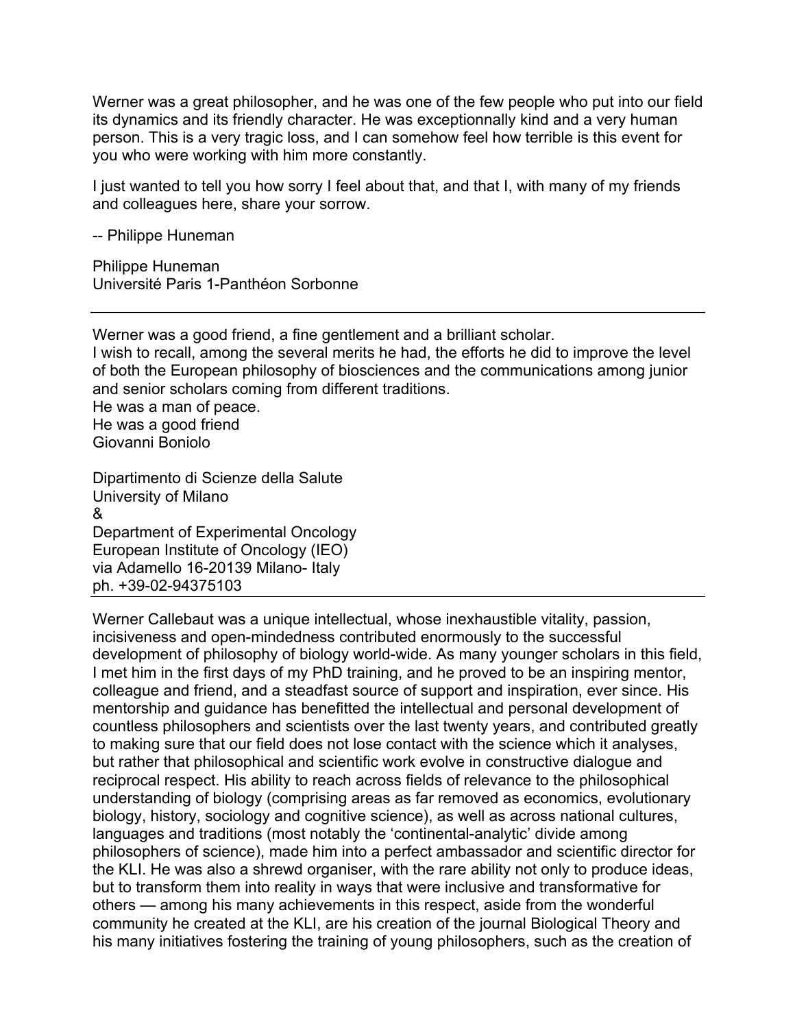Werner was a great philosopher, and he was one of the few people who put into our field its dynamics and its friendly character. He was exceptionnally kind and a very human person. This is a very tragic loss, and I can somehow feel how terrible is this event for you who were working with him more constantly.

I just wanted to tell you how sorry I feel about that, and that I, with many of my friends and colleagues here, share your sorrow.

-- Philippe Huneman

Philippe Huneman
Université Paris 1-Panthéon Sorbonne

---

Werner was a good friend, a fine gentlement and a brilliant scholar.
I wish to recall, among the several merits he had, the efforts he did to improve the level of both the European philosophy of biosciences and the communications among junior and senior scholars coming from different traditions.
He was a man of peace.
He was a good friend
Giovanni Boniolo

Dipartimento di Scienze della Salute
University of Milano
&
Department of Experimental Oncology
European Institute of Oncology (IEO)
via Adamello 16-20139 Milano- Italy
ph. +39-02-94375103

---

Werner Callebaut was a unique intellectual, whose inexhaustible vitality, passion, incisiveness and open-mindedness contributed enormously to the successful development of philosophy of biology world-wide. As many younger scholars in this field, I met him in the first days of my PhD training, and he proved to be an inspiring mentor, colleague and friend, and a steadfast source of support and inspiration, ever since. His mentorship and guidance has benefitted the intellectual and personal development of countless philosophers and scientists over the last twenty years, and contributed greatly to making sure that our field does not lose contact with the science which it analyses, but rather that philosophical and scientific work evolve in constructive dialogue and reciprocal respect. His ability to reach across fields of relevance to the philosophical understanding of biology (comprising areas as far removed as economics, evolutionary biology, history, sociology and cognitive science), as well as across national cultures, languages and traditions (most notably the 'continental-analytic' divide among philosophers of science), made him into a perfect ambassador and scientific director for the KLI. He was also a shrewd organiser, with the rare ability not only to produce ideas, but to transform them into reality in ways that were inclusive and transformative for others — among his many achievements in this respect, aside from the wonderful community he created at the KLI, are his creation of the journal Biological Theory and his many initiatives fostering the training of young philosophers, such as the creation of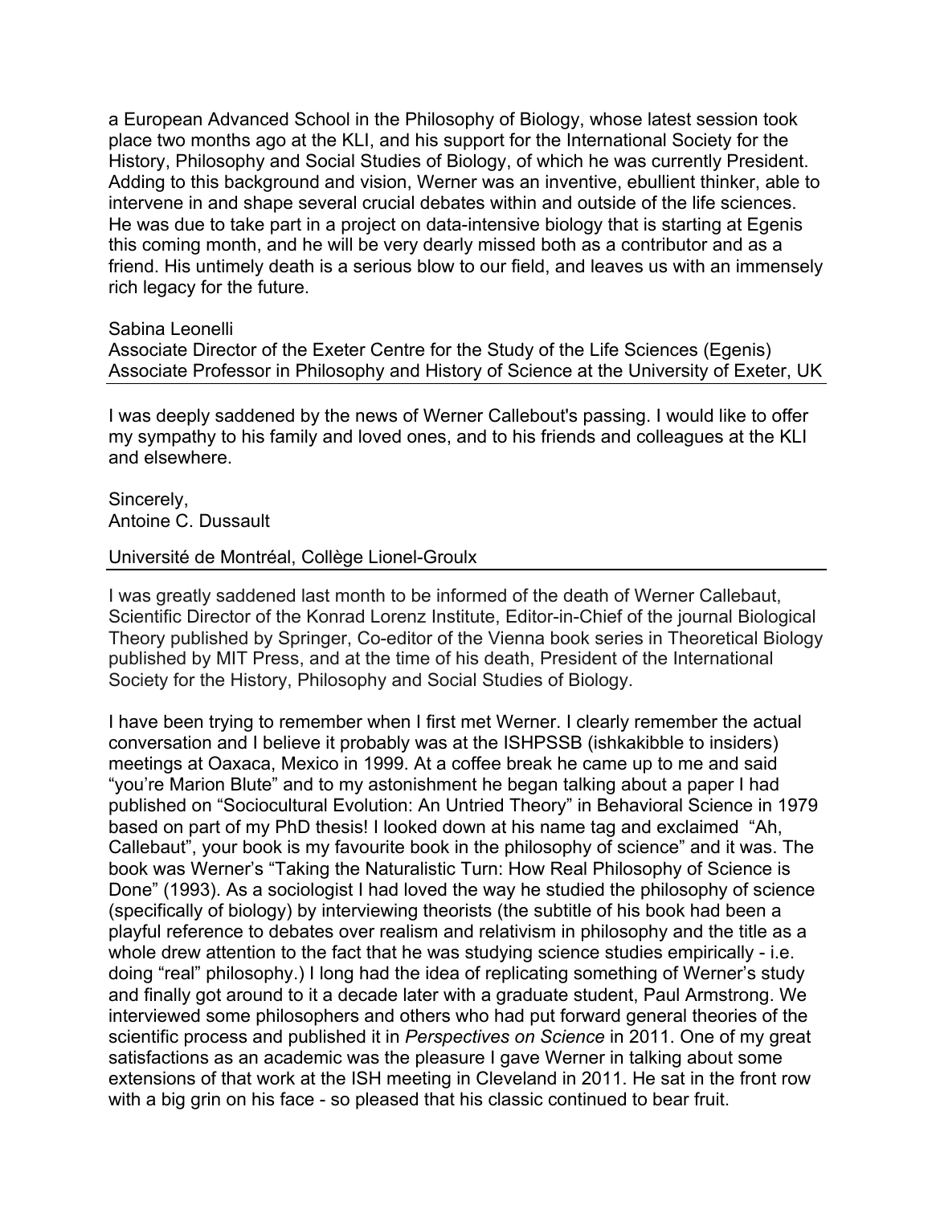a European Advanced School in the Philosophy of Biology, whose latest session took place two months ago at the KLI, and his support for the International Society for the History, Philosophy and Social Studies of Biology, of which he was currently President. Adding to this background and vision, Werner was an inventive, ebullient thinker, able to intervene in and shape several crucial debates within and outside of the life sciences. He was due to take part in a project on data-intensive biology that is starting at Egenis this coming month, and he will be very dearly missed both as a contributor and as a friend. His untimely death is a serious blow to our field, and leaves us with an immensely rich legacy for the future.

Sabina Leonelli
Associate Director of the Exeter Centre for the Study of the Life Sciences (Egenis)
Associate Professor in Philosophy and History of Science at the University of Exeter, UK

---

I was deeply saddened by the news of Werner Callebout's passing. I would like to offer my sympathy to his family and loved ones, and to his friends and colleagues at the KLI and elsewhere.

Sincerely,
Antoine C. Dussault

Université de Montréal, Collège Lionel-Groulx

---

I was greatly saddened last month to be informed of the death of Werner Callebaut, Scientific Director of the Konrad Lorenz Institute, Editor-in-Chief of the journal Biological Theory published by Springer, Co-editor of the Vienna book series in Theoretical Biology published by MIT Press, and at the time of his death, President of the International Society for the History, Philosophy and Social Studies of Biology.

I have been trying to remember when I first met Werner. I clearly remember the actual conversation and I believe it probably was at the ISHPSSB (ishkakibble to insiders) meetings at Oaxaca, Mexico in 1999. At a coffee break he came up to me and said "you're Marion Blute" and to my astonishment he began talking about a paper I had published on "Sociocultural Evolution: An Untried Theory" in Behavioral Science in 1979 based on part of my PhD thesis! I looked down at his name tag and exclaimed "Ah, Callebaut", your book is my favourite book in the philosophy of science" and it was. The book was Werner's "Taking the Naturalistic Turn: How Real Philosophy of Science is Done" (1993). As a sociologist I had loved the way he studied the philosophy of science (specifically of biology) by interviewing theorists (the subtitle of his book had been a playful reference to debates over realism and relativism in philosophy and the title as a whole drew attention to the fact that he was studying science studies empirically - i.e. doing "real" philosophy.) I long had the idea of replicating something of Werner's study and finally got around to it a decade later with a graduate student, Paul Armstrong. We interviewed some philosophers and others who had put forward general theories of the scientific process and published it in *Perspectives on Science* in 2011. One of my great satisfactions as an academic was the pleasure I gave Werner in talking about some extensions of that work at the ISH meeting in Cleveland in 2011. He sat in the front row with a big grin on his face - so pleased that his classic continued to bear fruit.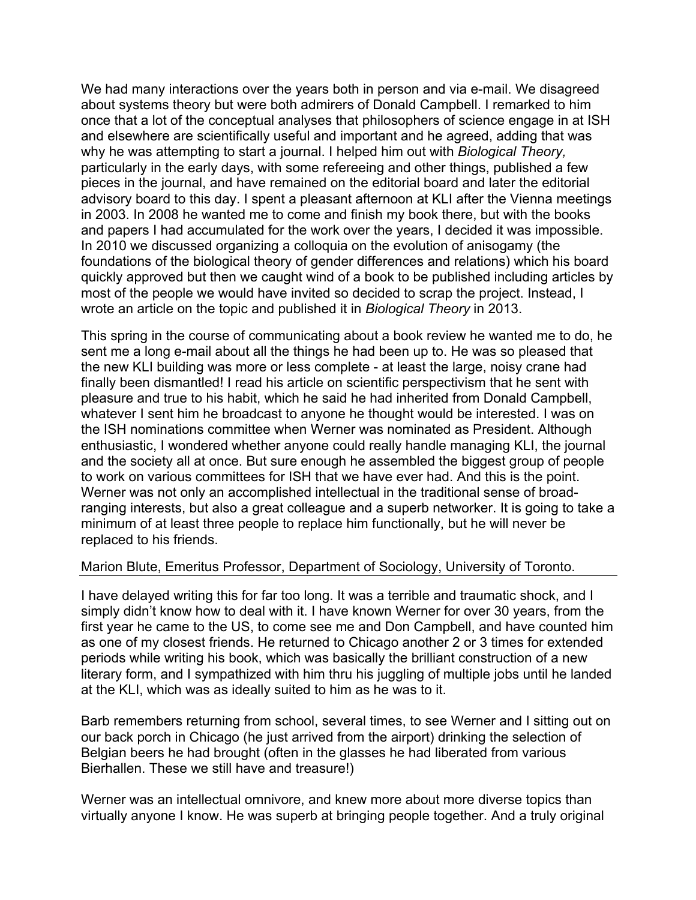We had many interactions over the years both in person and via e-mail. We disagreed about systems theory but were both admirers of Donald Campbell. I remarked to him once that a lot of the conceptual analyses that philosophers of science engage in at ISH and elsewhere are scientifically useful and important and he agreed, adding that was why he was attempting to start a journal. I helped him out with *Biological Theory,* particularly in the early days, with some refereeing and other things, published a few pieces in the journal, and have remained on the editorial board and later the editorial advisory board to this day. I spent a pleasant afternoon at KLI after the Vienna meetings in 2003. In 2008 he wanted me to come and finish my book there, but with the books and papers I had accumulated for the work over the years, I decided it was impossible. In 2010 we discussed organizing a colloquia on the evolution of anisogamy (the foundations of the biological theory of gender differences and relations) which his board quickly approved but then we caught wind of a book to be published including articles by most of the people we would have invited so decided to scrap the project. Instead, I wrote an article on the topic and published it in *Biological Theory* in 2013.

This spring in the course of communicating about a book review he wanted me to do, he sent me a long e-mail about all the things he had been up to. He was so pleased that the new KLI building was more or less complete - at least the large, noisy crane had finally been dismantled! I read his article on scientific perspectivism that he sent with pleasure and true to his habit, which he said he had inherited from Donald Campbell, whatever I sent him he broadcast to anyone he thought would be interested. I was on the ISH nominations committee when Werner was nominated as President. Although enthusiastic, I wondered whether anyone could really handle managing KLI, the journal and the society all at once. But sure enough he assembled the biggest group of people to work on various committees for ISH that we have ever had. And this is the point. Werner was not only an accomplished intellectual in the traditional sense of broad-ranging interests, but also a great colleague and a superb networker. It is going to take a minimum of at least three people to replace him functionally, but he will never be replaced to his friends.

Marion Blute, Emeritus Professor, Department of Sociology, University of Toronto.

---

I have delayed writing this for far too long. It was a terrible and traumatic shock, and I simply didn't know how to deal with it. I have known Werner for over 30 years, from the first year he came to the US, to come see me and Don Campbell, and have counted him as one of my closest friends. He returned to Chicago another 2 or 3 times for extended periods while writing his book, which was basically the brilliant construction of a new literary form, and I sympathized with him thru his juggling of multiple jobs until he landed at the KLI, which was as ideally suited to him as he was to it.

Barb remembers returning from school, several times, to see Werner and I sitting out on our back porch in Chicago (he just arrived from the airport) drinking the selection of Belgian beers he had brought (often in the glasses he had liberated from various Bierhallen. These we still have and treasure!)

Werner was an intellectual omnivore, and knew more about more diverse topics than virtually anyone I know. He was superb at bringing people together. And a truly original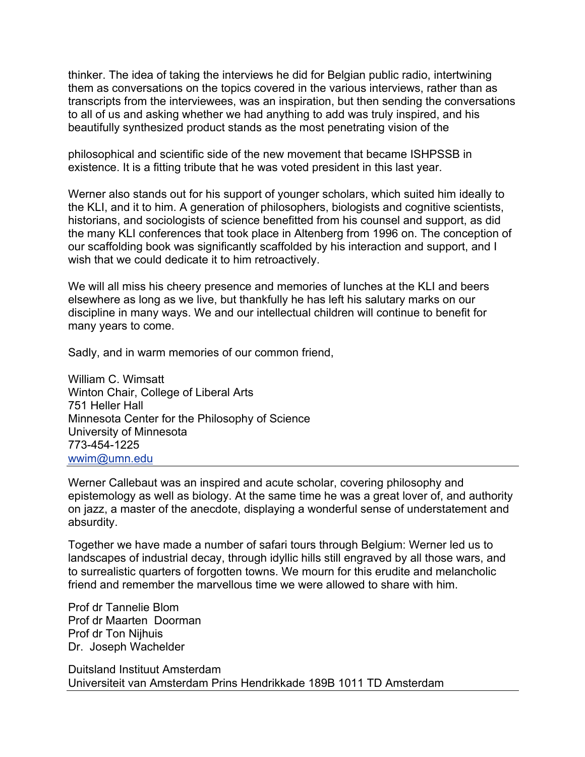thinker. The idea of taking the interviews he did for Belgian public radio, intertwining them as conversations on the topics covered in the various interviews, rather than as transcripts from the interviewees, was an inspiration, but then sending the conversations to all of us and asking whether we had anything to add was truly inspired, and his beautifully synthesized product stands as the most penetrating vision of the philosophical and scientific side of the new movement that became ISHPSSB in existence. It is a fitting tribute that he was voted president in this last year.

Werner also stands out for his support of younger scholars, which suited him ideally to the KLI, and it to him. A generation of philosophers, biologists and cognitive scientists, historians, and sociologists of science benefitted from his counsel and support, as did the many KLI conferences that took place in Altenberg from 1996 on. The conception of our scaffolding book was significantly scaffolded by his interaction and support, and I wish that we could dedicate it to him retroactively.

We will all miss his cheery presence and memories of lunches at the KLI and beers elsewhere as long as we live, but thankfully he has left his salutary marks on our discipline in many ways. We and our intellectual children will continue to benefit for many years to come.

Sadly, and in warm memories of our common friend,

William C. Wimsatt  
Winton Chair, College of Liberal Arts  
751 Heller Hall  
Minnesota Center for the Philosophy of Science  
University of Minnesota  
773-454-1225  
wwim@umn.edu

---

Werner Callebaut was an inspired and acute scholar, covering philosophy and epistemology as well as biology. At the same time he was a great lover of, and authority on jazz, a master of the anecdote, displaying a wonderful sense of understatement and absurdity.

Together we have made a number of safari tours through Belgium: Werner led us to landscapes of industrial decay, through idyllic hills still engraved by all those wars, and to surrealistic quarters of forgotten towns. We mourn for this erudite and melancholic friend and remember the marvellous time we were allowed to share with him.

Prof dr Tannelie Blom  
Prof dr Maarten Doorman  
Prof dr Ton Nijhuis  
Dr. Joseph Wachelder

Duitsland Instituut Amsterdam  
Universiteit van Amsterdam Prins Hendrikkade 189B 1011 TD Amsterdam

---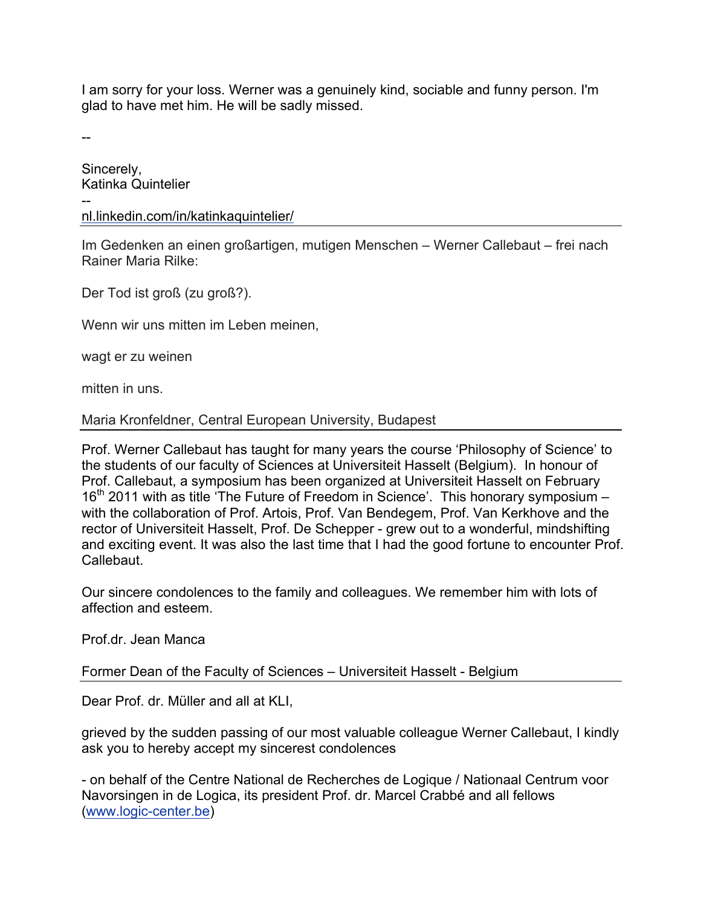I am sorry for your loss. Werner was a genuinely kind, sociable and funny person. I'm glad to have met him. He will be sadly missed.

--

Sincerely,
Katinka Quintelier
--
nl.linkedin.com/in/katinkaquintelier/

---

Im Gedenken an einen großartigen, mutigen Menschen – Werner Callebaut – frei nach Rainer Maria Rilke:

Der Tod ist groß (zu groß?).

Wenn wir uns mitten im Leben meinen,

wagt er zu weinen

mitten in uns.

Maria Kronfeldner, Central European University, Budapest

---

Prof. Werner Callebaut has taught for many years the course 'Philosophy of Science' to the students of our faculty of Sciences at Universiteit Hasselt (Belgium). In honour of Prof. Callebaut, a symposium has been organized at Universiteit Hasselt on February 16th 2011 with as title 'The Future of Freedom in Science'. This honorary symposium – with the collaboration of Prof. Artois, Prof. Van Bendegem, Prof. Van Kerkhove and the rector of Universiteit Hasselt, Prof. De Schepper - grew out to a wonderful, mindshifting and exciting event. It was also the last time that I had the good fortune to encounter Prof. Callebaut.

Our sincere condolences to the family and colleagues. We remember him with lots of affection and esteem.

Prof.dr. Jean Manca

Former Dean of the Faculty of Sciences – Universiteit Hasselt - Belgium

---

Dear Prof. dr. Müller and all at KLI,

grieved by the sudden passing of our most valuable colleague Werner Callebaut, I kindly ask you to hereby accept my sincerest condolences

- on behalf of the Centre National de Recherches de Logique / Nationaal Centrum voor Navorsingen in de Logica, its president Prof. dr. Marcel Crabbé and all fellows (www.logic-center.be)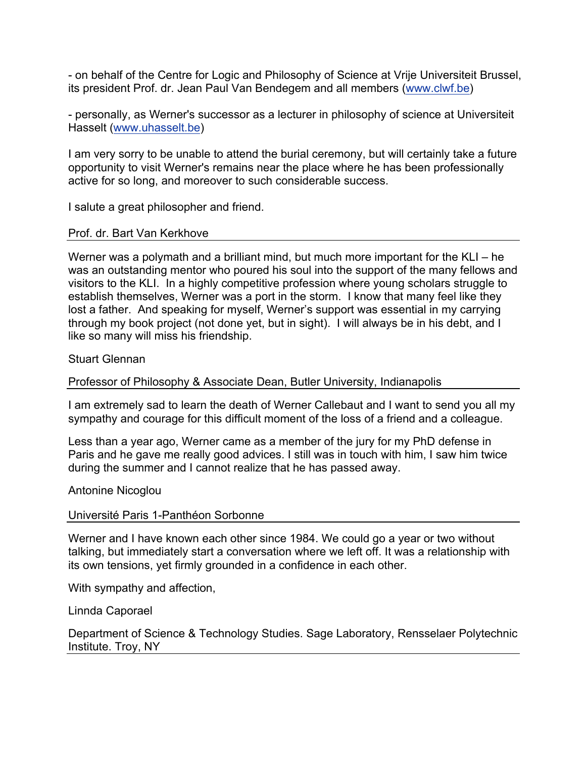- on behalf of the Centre for Logic and Philosophy of Science at Vrije Universiteit Brussel, its president Prof. dr. Jean Paul Van Bendegem and all members (www.clwf.be)

- personally, as Werner's successor as a lecturer in philosophy of science at Universiteit Hasselt (www.uhasselt.be)

I am very sorry to be unable to attend the burial ceremony, but will certainly take a future opportunity to visit Werner's remains near the place where he has been professionally active for so long, and moreover to such considerable success.

I salute a great philosopher and friend.

Prof. dr. Bart Van Kerkhove

---

Werner was a polymath and a brilliant mind, but much more important for the KLI – he was an outstanding mentor who poured his soul into the support of the many fellows and visitors to the KLI. In a highly competitive profession where young scholars struggle to establish themselves, Werner was a port in the storm. I know that many feel like they lost a father. And speaking for myself, Werner's support was essential in my carrying through my book project (not done yet, but in sight). I will always be in his debt, and I like so many will miss his friendship.

Stuart Glennan

Professor of Philosophy & Associate Dean, Butler University, Indianapolis

---

I am extremely sad to learn the death of Werner Callebaut and I want to send you all my sympathy and courage for this difficult moment of the loss of a friend and a colleague.

Less than a year ago, Werner came as a member of the jury for my PhD defense in Paris and he gave me really good advices. I still was in touch with him, I saw him twice during the summer and I cannot realize that he has passed away.

Antonine Nicoglou

Université Paris 1-Panthéon Sorbonne

---

Werner and I have known each other since 1984. We could go a year or two without talking, but immediately start a conversation where we left off. It was a relationship with its own tensions, yet firmly grounded in a confidence in each other.

With sympathy and affection,

Linnda Caporael

Department of Science & Technology Studies. Sage Laboratory, Rensselaer Polytechnic Institute. Troy, NY

---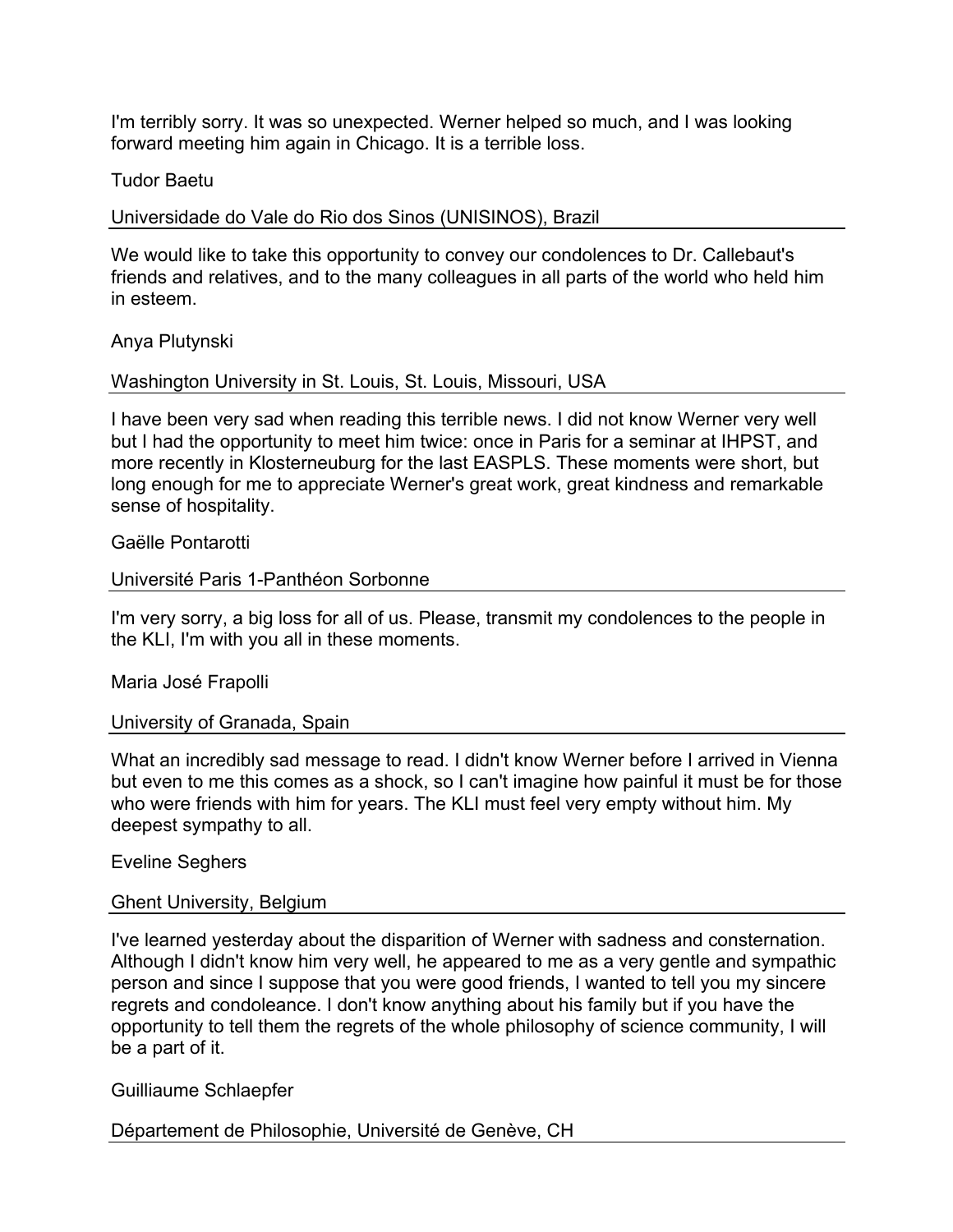I'm terribly sorry. It was so unexpected. Werner helped so much, and I was looking forward meeting him again in Chicago. It is a terrible loss.

Tudor Baetu

Universidade do Vale do Rio dos Sinos (UNISINOS), Brazil

---

We would like to take this opportunity to convey our condolences to Dr. Callebaut's friends and relatives, and to the many colleagues in all parts of the world who held him in esteem.

Anya Plutynski

Washington University in St. Louis, St. Louis, Missouri, USA

---

I have been very sad when reading this terrible news. I did not know Werner very well but I had the opportunity to meet him twice: once in Paris for a seminar at IHPST, and more recently in Klosterneuburg for the last EASPLS. These moments were short, but long enough for me to appreciate Werner's great work, great kindness and remarkable sense of hospitality.

Gaëlle Pontarotti

Université Paris 1-Panthéon Sorbonne

---

I'm very sorry, a big loss for all of us. Please, transmit my condolences to the people in the KLI, I'm with you all in these moments.

Maria José Frapolli

University of Granada, Spain

---

What an incredibly sad message to read. I didn't know Werner before I arrived in Vienna but even to me this comes as a shock, so I can't imagine how painful it must be for those who were friends with him for years. The KLI must feel very empty without him. My deepest sympathy to all.

Eveline Seghers

Ghent University, Belgium

---

I've learned yesterday about the disparition of Werner with sadness and consternation. Although I didn't know him very well, he appeared to me as a very gentle and sympathic person and since I suppose that you were good friends, I wanted to tell you my sincere regrets and condoleance. I don't know anything about his family but if you have the opportunity to tell them the regrets of the whole philosophy of science community, I will be a part of it.

Guilliaume Schlaepfer

Département de Philosophie, Université de Genève, CH

---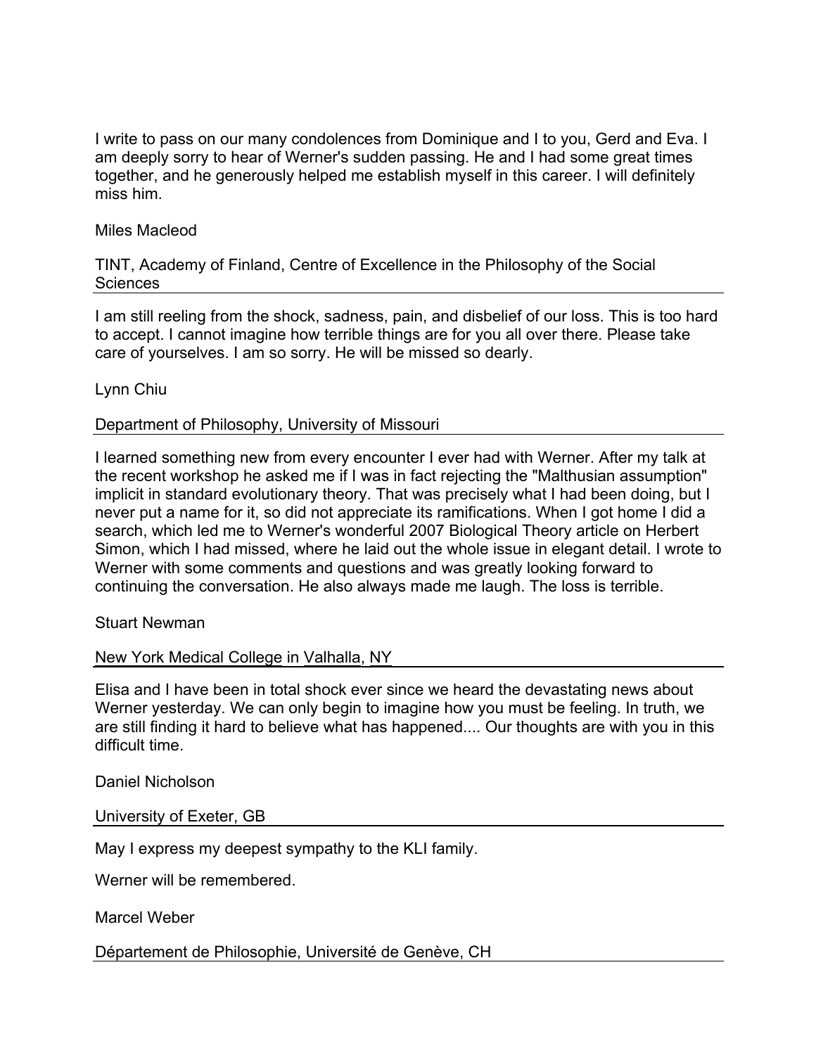I write to pass on our many condolences from Dominique and I to you, Gerd and Eva. I am deeply sorry to hear of Werner's sudden passing. He and I had some great times together, and he generously helped me establish myself in this career. I will definitely miss him.

Miles Macleod

TINT, Academy of Finland, Centre of Excellence in the Philosophy of the Social Sciences

---

I am still reeling from the shock, sadness, pain, and disbelief of our loss. This is too hard to accept. I cannot imagine how terrible things are for you all over there. Please take care of yourselves. I am so sorry. He will be missed so dearly.

Lynn Chiu

Department of Philosophy, University of Missouri

---

I learned something new from every encounter I ever had with Werner. After my talk at the recent workshop he asked me if I was in fact rejecting the "Malthusian assumption" implicit in standard evolutionary theory. That was precisely what I had been doing, but I never put a name for it, so did not appreciate its ramifications. When I got home I did a search, which led me to Werner's wonderful 2007 Biological Theory article on Herbert Simon, which I had missed, where he laid out the whole issue in elegant detail. I wrote to Werner with some comments and questions and was greatly looking forward to continuing the conversation. He also always made me laugh. The loss is terrible.

Stuart Newman

New York Medical College in Valhalla, NY

---

Elisa and I have been in total shock ever since we heard the devastating news about Werner yesterday. We can only begin to imagine how you must be feeling. In truth, we are still finding it hard to believe what has happened.... Our thoughts are with you in this difficult time.

Daniel Nicholson

University of Exeter, GB

---

May I express my deepest sympathy to the KLI family.

Werner will be remembered.

Marcel Weber

Département de Philosophie, Université de Genève, CH

---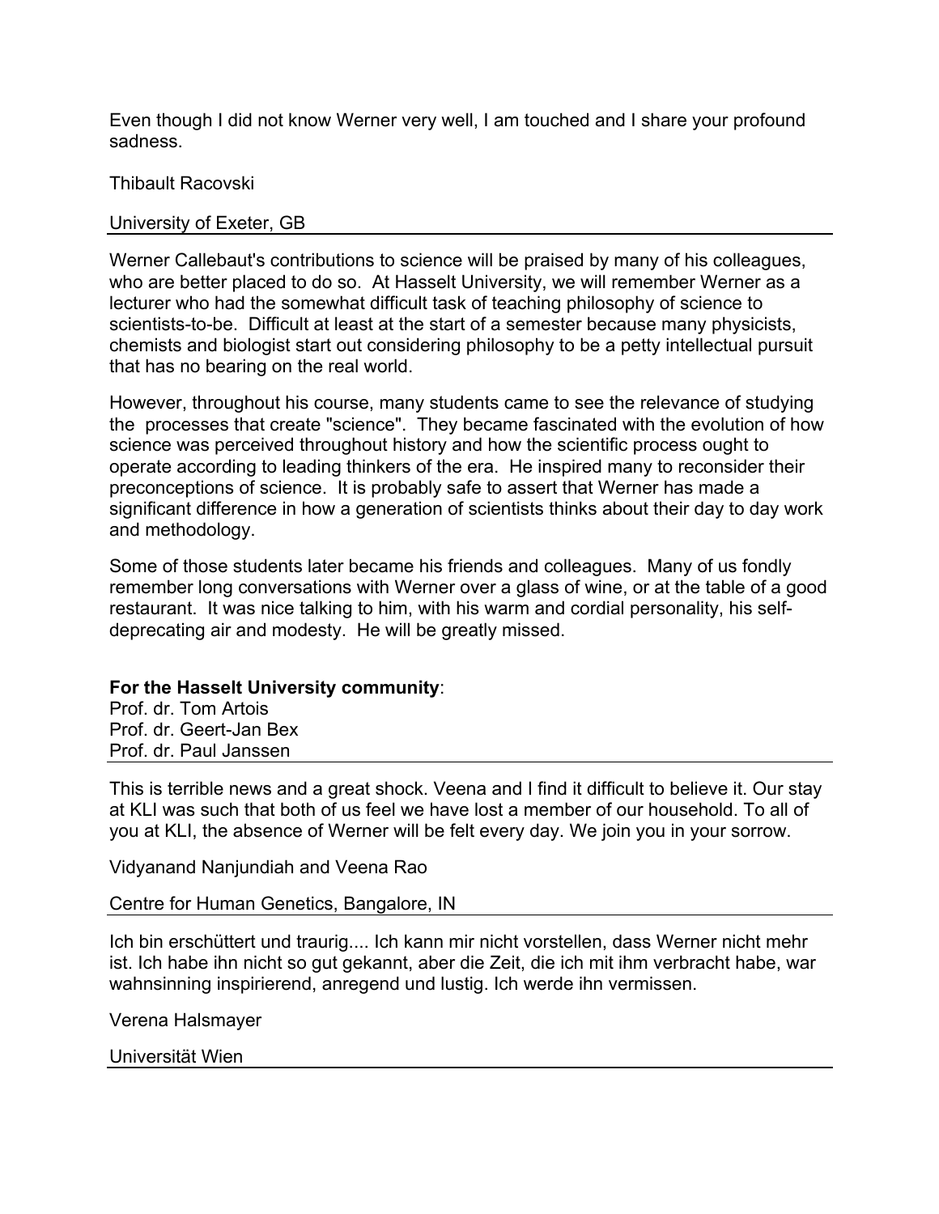Even though I did not know Werner very well, I am touched and I share your profound sadness.

Thibault Racovski

University of Exeter, GB

---

Werner Callebaut's contributions to science will be praised by many of his colleagues, who are better placed to do so. At Hasselt University, we will remember Werner as a lecturer who had the somewhat difficult task of teaching philosophy of science to scientists-to-be. Difficult at least at the start of a semester because many physicists, chemists and biologist start out considering philosophy to be a petty intellectual pursuit that has no bearing on the real world.

However, throughout his course, many students came to see the relevance of studying the processes that create "science". They became fascinated with the evolution of how science was perceived throughout history and how the scientific process ought to operate according to leading thinkers of the era. He inspired many to reconsider their preconceptions of science. It is probably safe to assert that Werner has made a significant difference in how a generation of scientists thinks about their day to day work and methodology.

Some of those students later became his friends and colleagues. Many of us fondly remember long conversations with Werner over a glass of wine, or at the table of a good restaurant. It was nice talking to him, with his warm and cordial personality, his self-deprecating air and modesty. He will be greatly missed.

**For the Hasselt University community**:
Prof. dr. Tom Artois
Prof. dr. Geert-Jan Bex
Prof. dr. Paul Janssen

---

This is terrible news and a great shock. Veena and I find it difficult to believe it. Our stay at KLI was such that both of us feel we have lost a member of our household. To all of you at KLI, the absence of Werner will be felt every day. We join you in your sorrow.

Vidyanand Nanjundiah and Veena Rao

Centre for Human Genetics, Bangalore, IN

---

Ich bin erschüttert und traurig.... Ich kann mir nicht vorstellen, dass Werner nicht mehr ist. Ich habe ihn nicht so gut gekannt, aber die Zeit, die ich mit ihm verbracht habe, war wahnsinning inspirierend, anregend und lustig. Ich werde ihn vermissen.

Verena Halsmayer

Universität Wien

---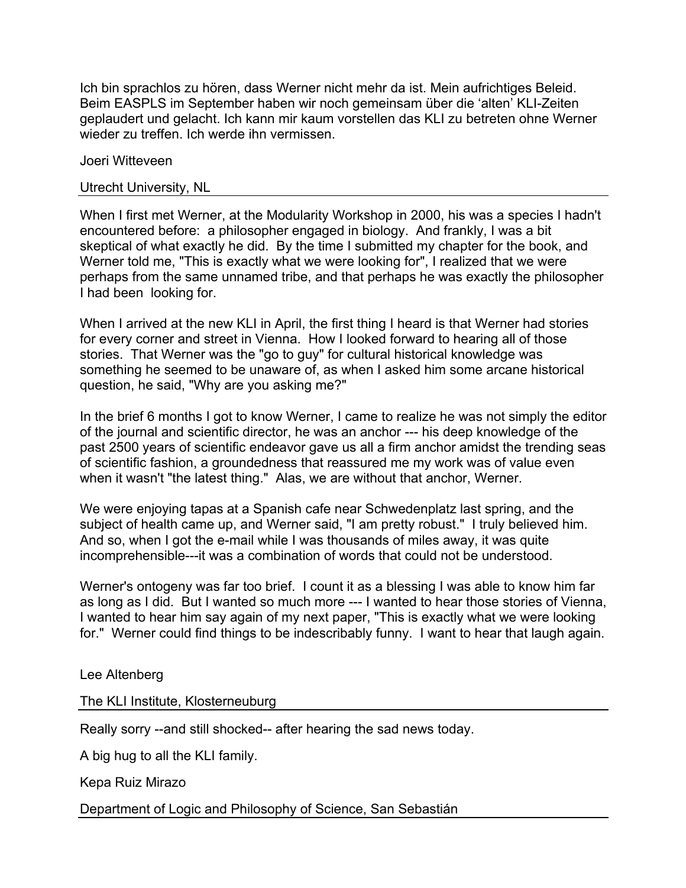Ich bin sprachlos zu hören, dass Werner nicht mehr da ist. Mein aufrichtiges Beleid. Beim EASPLS im September haben wir noch gemeinsam über die 'alten' KLI-Zeiten geplaudert und gelacht. Ich kann mir kaum vorstellen das KLI zu betreten ohne Werner wieder zu treffen. Ich werde ihn vermissen.

Joeri Witteveen

Utrecht University, NL

---

When I first met Werner, at the Modularity Workshop in 2000, his was a species I hadn't encountered before: a philosopher engaged in biology. And frankly, I was a bit skeptical of what exactly he did. By the time I submitted my chapter for the book, and Werner told me, "This is exactly what we were looking for", I realized that we were perhaps from the same unnamed tribe, and that perhaps he was exactly the philosopher I had been looking for.

When I arrived at the new KLI in April, the first thing I heard is that Werner had stories for every corner and street in Vienna. How I looked forward to hearing all of those stories. That Werner was the "go to guy" for cultural historical knowledge was something he seemed to be unaware of, as when I asked him some arcane historical question, he said, "Why are you asking me?"

In the brief 6 months I got to know Werner, I came to realize he was not simply the editor of the journal and scientific director, he was an anchor --- his deep knowledge of the past 2500 years of scientific endeavor gave us all a firm anchor amidst the trending seas of scientific fashion, a groundedness that reassured me my work was of value even when it wasn't "the latest thing." Alas, we are without that anchor, Werner.

We were enjoying tapas at a Spanish cafe near Schwedenplatz last spring, and the subject of health came up, and Werner said, "I am pretty robust." I truly believed him. And so, when I got the e-mail while I was thousands of miles away, it was quite incomprehensible---it was a combination of words that could not be understood.

Werner's ontogeny was far too brief. I count it as a blessing I was able to know him far as long as I did. But I wanted so much more --- I wanted to hear those stories of Vienna, I wanted to hear him say again of my next paper, "This is exactly what we were looking for." Werner could find things to be indescribably funny. I want to hear that laugh again.

Lee Altenberg

The KLI Institute, Klosterneuburg

---

Really sorry --and still shocked-- after hearing the sad news today.

A big hug to all the KLI family.

Kepa Ruiz Mirazo

Department of Logic and Philosophy of Science, San Sebastián

---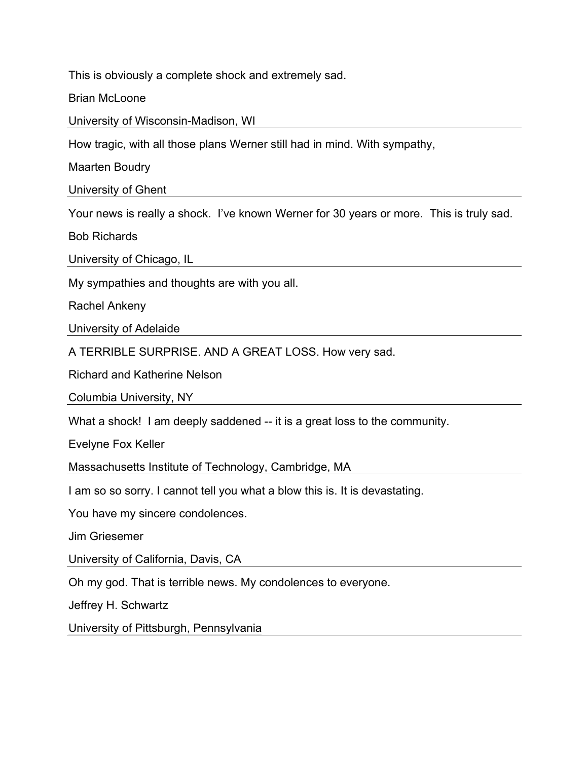This is obviously a complete shock and extremely sad.

Brian McLoone

University of Wisconsin-Madison, WI

---

How tragic, with all those plans Werner still had in mind. With sympathy,

Maarten Boudry

University of Ghent

---

Your news is really a shock.  I've known Werner for 30 years or more.  This is truly sad.

Bob Richards

University of Chicago, IL

---

My sympathies and thoughts are with you all.

Rachel Ankeny

University of Adelaide

---

A TERRIBLE SURPRISE. AND A GREAT LOSS. How very sad.

Richard and Katherine Nelson

Columbia University, NY

---

What a shock!  I am deeply saddened -- it is a great loss to the community.

Evelyne Fox Keller

Massachusetts Institute of Technology, Cambridge, MA

---

I am so so sorry. I cannot tell you what a blow this is. It is devastating.

You have my sincere condolences.

Jim Griesemer

University of California, Davis, CA

---

Oh my god. That is terrible news. My condolences to everyone.

Jeffrey H. Schwartz

University of Pittsburgh, Pennsylvania

---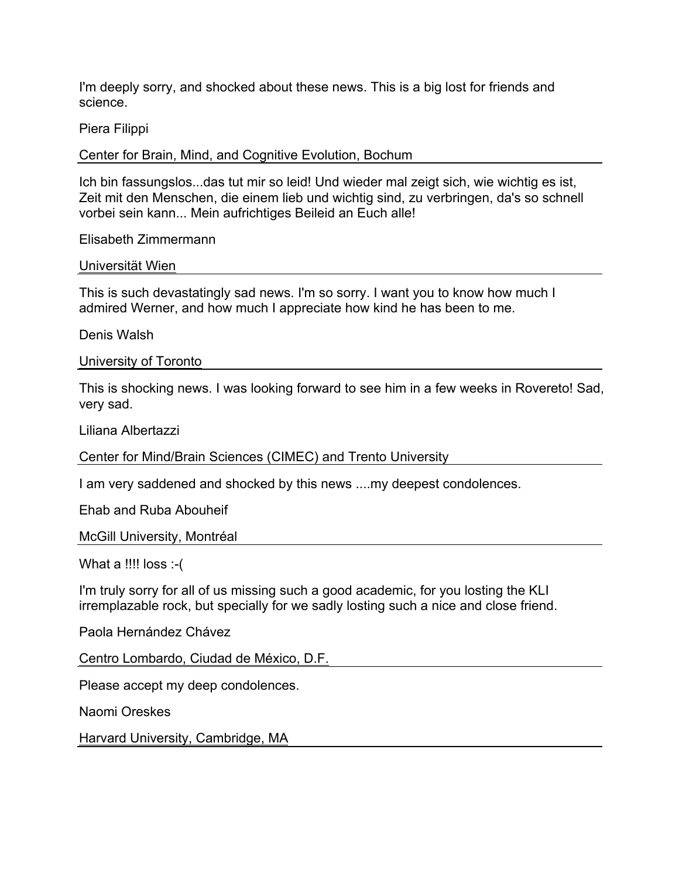I'm deeply sorry, and shocked about these news. This is a big lost for friends and science.

Piera Filippi

Center for Brain, Mind, and Cognitive Evolution, Bochum

---

Ich bin fassungslos...das tut mir so leid! Und wieder mal zeigt sich, wie wichtig es ist, Zeit mit den Menschen, die einem lieb und wichtig sind, zu verbringen, da's so schnell vorbei sein kann... Mein aufrichtiges Beileid an Euch alle!

Elisabeth Zimmermann

Universität Wien

---

This is such devastatingly sad news. I'm so sorry. I want you to know how much I admired Werner, and how much I appreciate how kind he has been to me.

Denis Walsh

University of Toronto

---

This is shocking news. I was looking forward to see him in a few weeks in Rovereto! Sad, very sad.

Liliana Albertazzi

Center for Mind/Brain Sciences (CIMEC) and Trento University

---

I am very saddened and shocked by this news ....my deepest condolences.

Ehab and Ruba Abouheif

McGill University, Montréal

---

What a !!!! loss :-(

I'm truly sorry for all of us missing such a good academic, for you losting the KLI irremplazable rock, but specially for we sadly losting such a nice and close friend.

Paola Hernández Chávez

Centro Lombardo, Ciudad de México, D.F.

---

Please accept my deep condolences.

Naomi Oreskes

Harvard University, Cambridge, MA

---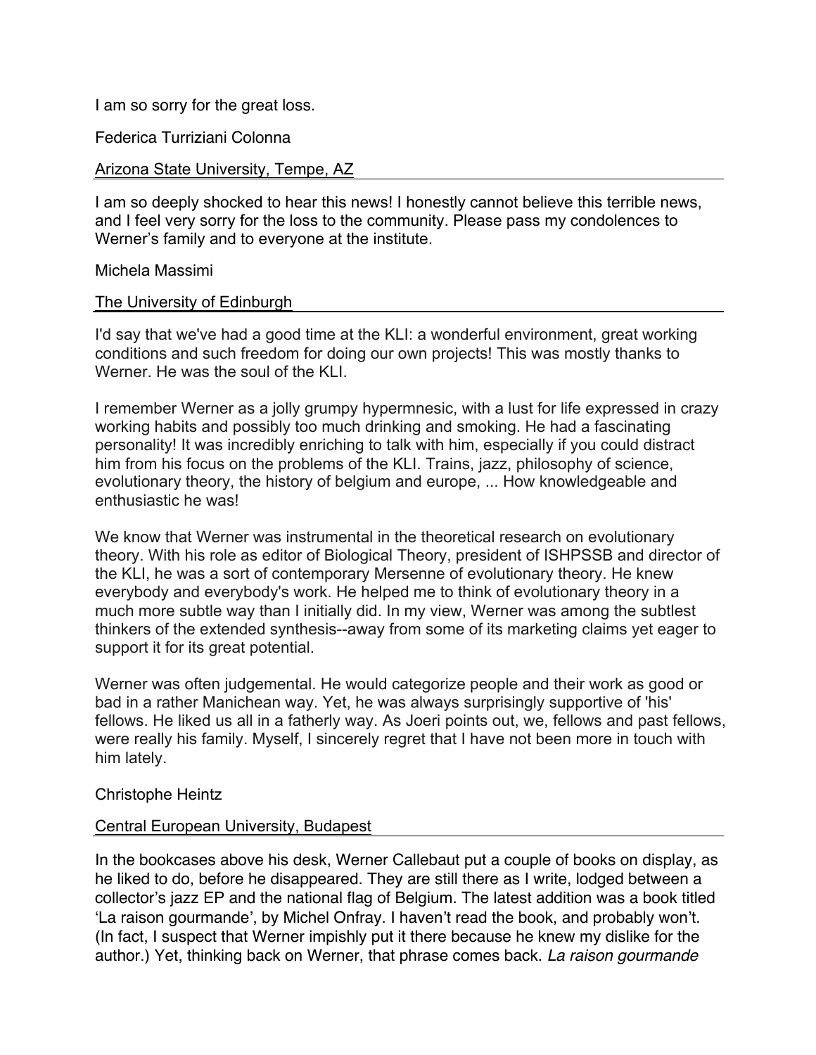I am so sorry for the great loss.

Federica Turriziani Colonna

Arizona State University, Tempe, AZ

---

I am so deeply shocked to hear this news! I honestly cannot believe this terrible news, and I feel very sorry for the loss to the community. Please pass my condolences to Werner's family and to everyone at the institute.

Michela Massimi

The University of Edinburgh

---

I'd say that we've had a good time at the KLI: a wonderful environment, great working conditions and such freedom for doing our own projects! This was mostly thanks to Werner. He was the soul of the KLI.

I remember Werner as a jolly grumpy hypermnesic, with a lust for life expressed in crazy working habits and possibly too much drinking and smoking. He had a fascinating personality! It was incredibly enriching to talk with him, especially if you could distract him from his focus on the problems of the KLI. Trains, jazz, philosophy of science, evolutionary theory, the history of belgium and europe, ... How knowledgeable and enthusiastic he was!

We know that Werner was instrumental in the theoretical research on evolutionary theory. With his role as editor of Biological Theory, president of ISHPSSB and director of the KLI, he was a sort of contemporary Mersenne of evolutionary theory. He knew everybody and everybody's work. He helped me to think of evolutionary theory in a much more subtle way than I initially did. In my view, Werner was among the subtlest thinkers of the extended synthesis--away from some of its marketing claims yet eager to support it for its great potential.

Werner was often judgemental. He would categorize people and their work as good or bad in a rather Manichean way. Yet, he was always surprisingly supportive of 'his' fellows. He liked us all in a fatherly way. As Joeri points out, we, fellows and past fellows, were really his family. Myself, I sincerely regret that I have not been more in touch with him lately.

Christophe Heintz

Central European University, Budapest

---

In the bookcases above his desk, Werner Callebaut put a couple of books on display, as he liked to do, before he disappeared. They are still there as I write, lodged between a collector's jazz EP and the national flag of Belgium. The latest addition was a book titled 'La raison gourmande', by Michel Onfray. I haven't read the book, and probably won't. (In fact, I suspect that Werner impishly put it there because he knew my dislike for the author.) Yet, thinking back on Werner, that phrase comes back. *La raison gourmande*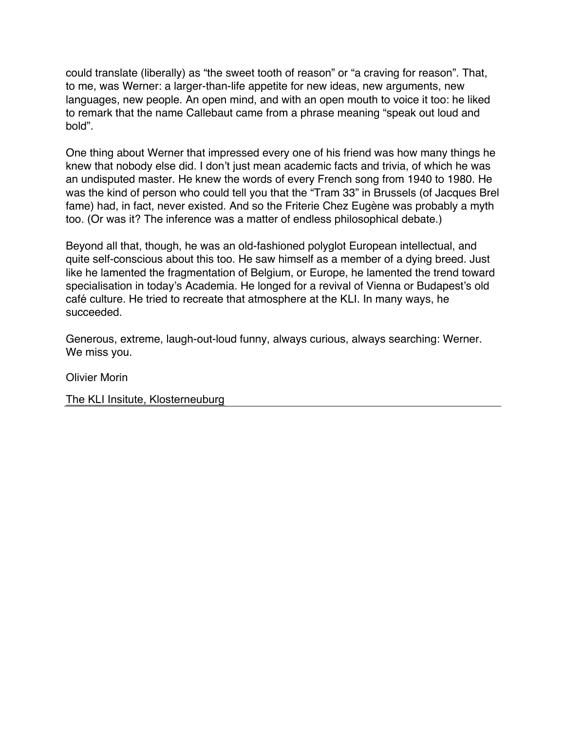could translate (liberally) as “the sweet tooth of reason” or “a craving for reason”. That, to me, was Werner: a larger-than-life appetite for new ideas, new arguments, new languages, new people. An open mind, and with an open mouth to voice it too: he liked to remark that the name Callebaut came from a phrase meaning “speak out loud and bold”.

One thing about Werner that impressed every one of his friend was how many things he knew that nobody else did. I don’t just mean academic facts and trivia, of which he was an undisputed master. He knew the words of every French song from 1940 to 1980. He was the kind of person who could tell you that the “Tram 33” in Brussels (of Jacques Brel fame) had, in fact, never existed. And so the Friterie Chez Eugène was probably a myth too. (Or was it? The inference was a matter of endless philosophical debate.)

Beyond all that, though, he was an old-fashioned polyglot European intellectual, and quite self-conscious about this too. He saw himself as a member of a dying breed. Just like he lamented the fragmentation of Belgium, or Europe, he lamented the trend toward specialisation in today’s Academia. He longed for a revival of Vienna or Budapest’s old café culture. He tried to recreate that atmosphere at the KLI. In many ways, he succeeded.

Generous, extreme, laugh-out-loud funny, always curious, always searching: Werner. We miss you.

Olivier Morin

The KLI Insitute, Klosterneuburg